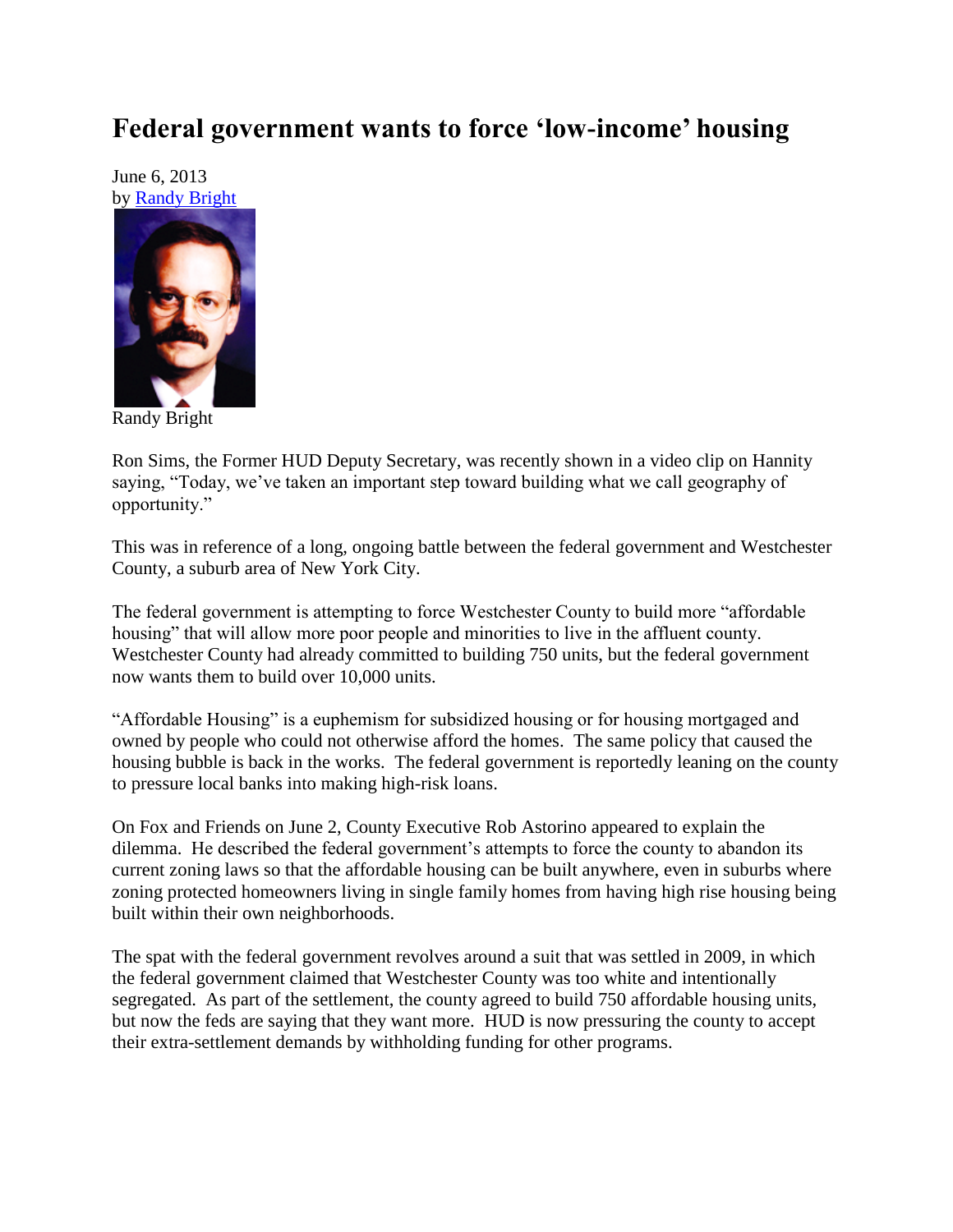# Federal government wants to force 'low-income' housing

June 6, 2013
by Randy Bright

Randy Bright

Ron Sims, the Former HUD Deputy Secretary, was recently shown in a video clip on Hannity saying, "Today, we've taken an important step toward building what we call geography of opportunity."

This was in reference of a long, ongoing battle between the federal government and Westchester County, a suburb area of New York City.

The federal government is attempting to force Westchester County to build more "affordable housing" that will allow more poor people and minorities to live in the affluent county. Westchester County had already committed to building 750 units, but the federal government now wants them to build over 10,000 units.

"Affordable Housing" is a euphemism for subsidized housing or for housing mortgaged and owned by people who could not otherwise afford the homes. The same policy that caused the housing bubble is back in the works. The federal government is reportedly leaning on the county to pressure local banks into making high-risk loans.

On Fox and Friends on June 2, County Executive Rob Astorino appeared to explain the dilemma. He described the federal government's attempts to force the county to abandon its current zoning laws so that the affordable housing can be built anywhere, even in suburbs where zoning protected homeowners living in single family homes from having high rise housing being built within their own neighborhoods.

The spat with the federal government revolves around a suit that was settled in 2009, in which the federal government claimed that Westchester County was too white and intentionally segregated. As part of the settlement, the county agreed to build 750 affordable housing units, but now the feds are saying that they want more. HUD is now pressuring the county to accept their extra-settlement demands by withholding funding for other programs.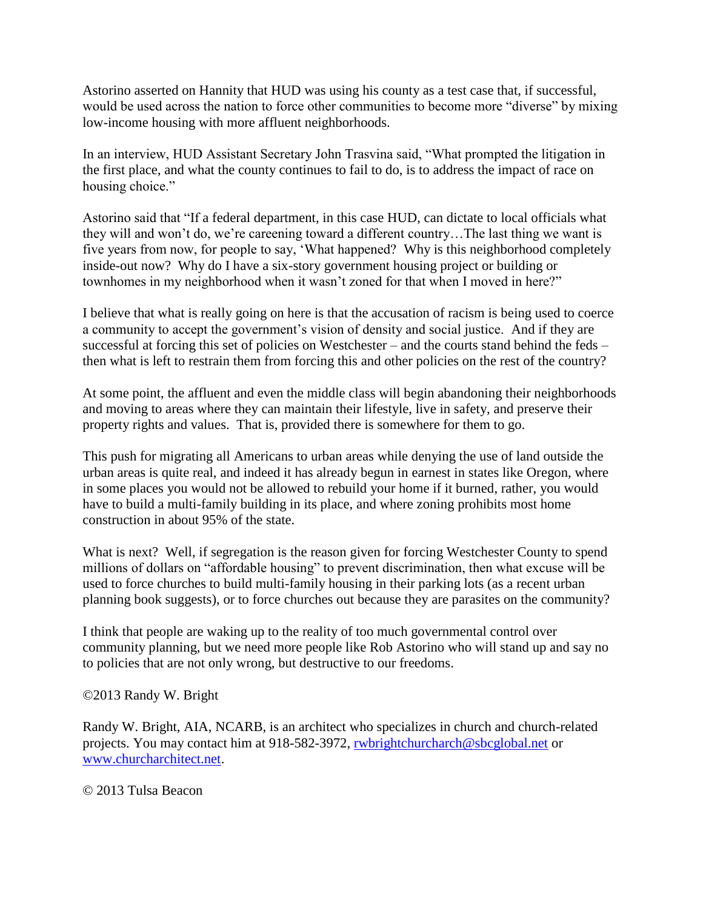Astorino asserted on Hannity that HUD was using his county as a test case that, if successful, would be used across the nation to force other communities to become more "diverse" by mixing low-income housing with more affluent neighborhoods.

In an interview, HUD Assistant Secretary John Trasvina said, "What prompted the litigation in the first place, and what the county continues to fail to do, is to address the impact of race on housing choice."

Astorino said that "If a federal department, in this case HUD, can dictate to local officials what they will and won't do, we're careening toward a different country…The last thing we want is five years from now, for people to say, 'What happened? Why is this neighborhood completely inside-out now? Why do I have a six-story government housing project or building or townhomes in my neighborhood when it wasn't zoned for that when I moved in here?"

I believe that what is really going on here is that the accusation of racism is being used to coerce a community to accept the government's vision of density and social justice. And if they are successful at forcing this set of policies on Westchester – and the courts stand behind the feds – then what is left to restrain them from forcing this and other policies on the rest of the country?

At some point, the affluent and even the middle class will begin abandoning their neighborhoods and moving to areas where they can maintain their lifestyle, live in safety, and preserve their property rights and values. That is, provided there is somewhere for them to go.

This push for migrating all Americans to urban areas while denying the use of land outside the urban areas is quite real, and indeed it has already begun in earnest in states like Oregon, where in some places you would not be allowed to rebuild your home if it burned, rather, you would have to build a multi-family building in its place, and where zoning prohibits most home construction in about 95% of the state.

What is next? Well, if segregation is the reason given for forcing Westchester County to spend millions of dollars on "affordable housing" to prevent discrimination, then what excuse will be used to force churches to build multi-family housing in their parking lots (as a recent urban planning book suggests), or to force churches out because they are parasites on the community?

I think that people are waking up to the reality of too much governmental control over community planning, but we need more people like Rob Astorino who will stand up and say no to policies that are not only wrong, but destructive to our freedoms.

©2013 Randy W. Bright

Randy W. Bright, AIA, NCARB, is an architect who specializes in church and church-related projects. You may contact him at 918-582-3972, rwbrightchurcharch@sbcglobal.net or www.churcharchitect.net.

© 2013 Tulsa Beacon